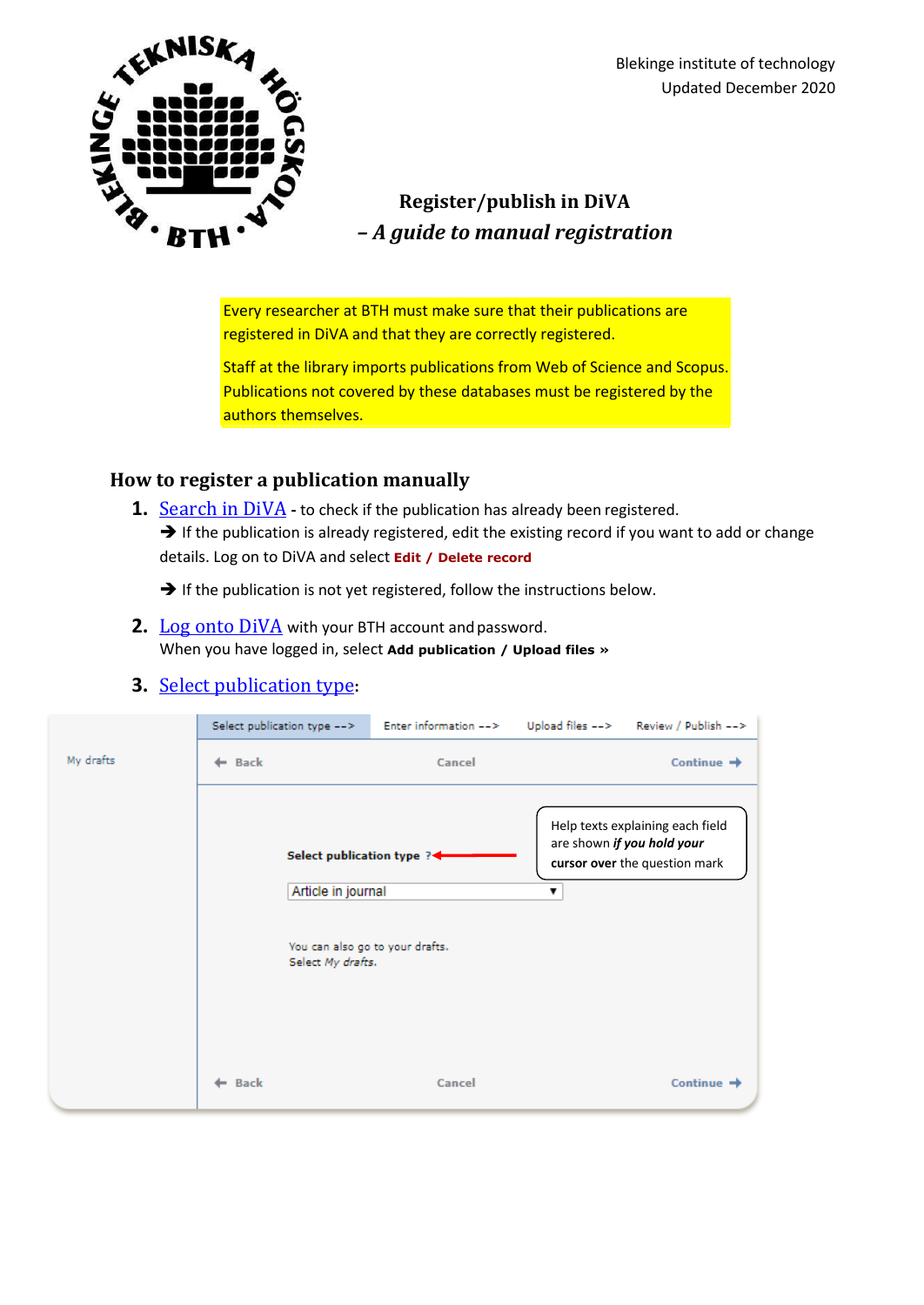Blekinge institute of technology
Updated December 2020

# Register/publish in DiVA

## – *A guide to manual registration*

Every researcher at BTH must make sure that their publications are registered in DiVA and that they are correctly registered.

Staff at the library imports publications from Web of Science and Scopus. Publications not covered by these databases must be registered by the authors themselves.

## How to register a publication manually

1. Search in DiVA - to check if the publication has already been registered.
   ➔ If the publication is already registered, edit the existing record if you want to add or change details. Log on to DiVA and select **Edit / Delete record**

   ➔ If the publication is not yet registered, follow the instructions below.

2. Log onto DiVA with your BTH account and password.
   When you have logged in, select **Add publication / Upload files »**

3. Select publication type:

Select publication type --> Enter information --> Upload files --> Review / Publish -->

My drafts

Back Cancel Continue

Select publication type ?

Help texts explaining each field are shown ***if you hold your* cursor over** the question mark

Article in journal

You can also go to your drafts.
Select *My drafts*.

Back Cancel Continue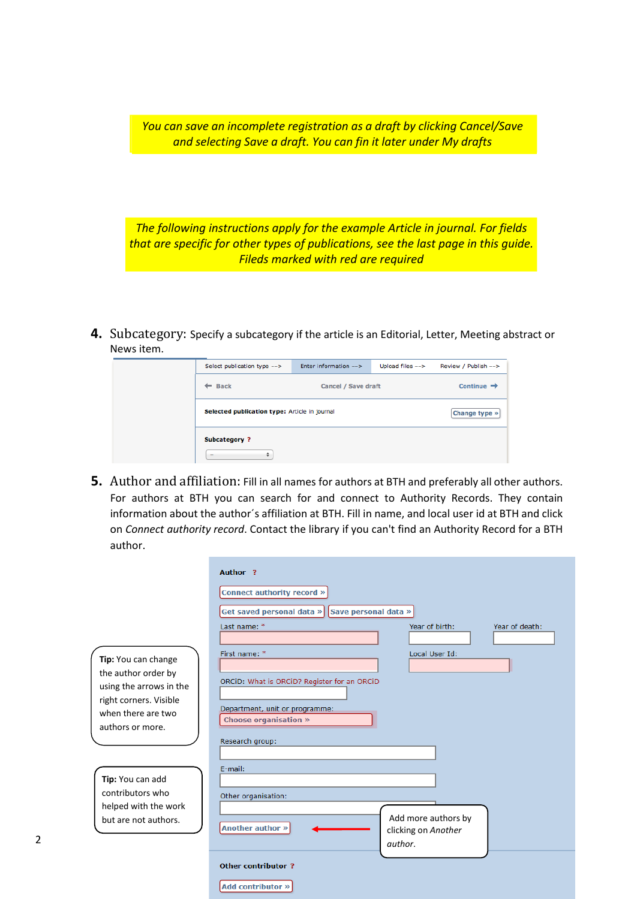*You can save an incomplete registration as a draft by clicking Cancel/Save and selecting Save a draft. You can fin it later under My drafts*

*The following instructions apply for the example Article in journal. For fields that are specific for other types of publications, see the last page in this guide. Fileds marked with red are required*

**4.** Subcategory: Specify a subcategory if the article is an Editorial, Letter, Meeting abstract or News item.

Select publication type ---> | Enter information ---> | Upload files ---> | Review / Publish --->

Back | Cancel / Save draft | Continue

**Selected publication type:** Article in journal — Change type »

**Subcategory ?**

**5.** Author and affiliation: Fill in all names for authors at BTH and preferably all other authors. For authors at BTH you can search for and connect to Authority Records. They contain information about the author´s affiliation at BTH. Fill in name, and local user id at BTH and click on *Connect authority record*. Contact the library if you can't find an Authority Record for a BTH author.

**Author ?**

Connect authority record »

Get saved personal data » | Save personal data »

Last name: * | Year of birth: | Year of death:

First name: * | Local User Id:

ORCiD: What is ORCiD? Register for an ORCiD

Department, unit or programme: Choose organisation »

Research group:

E-mail:

Other organisation:

Another author »

Add more authors by clicking on *Another author.*

**Other contributor ?**

Add contributor »

**Tip:** You can change the author order by using the arrows in the right corners. Visible when there are two authors or more.

**Tip:** You can add contributors who helped with the work but are not authors.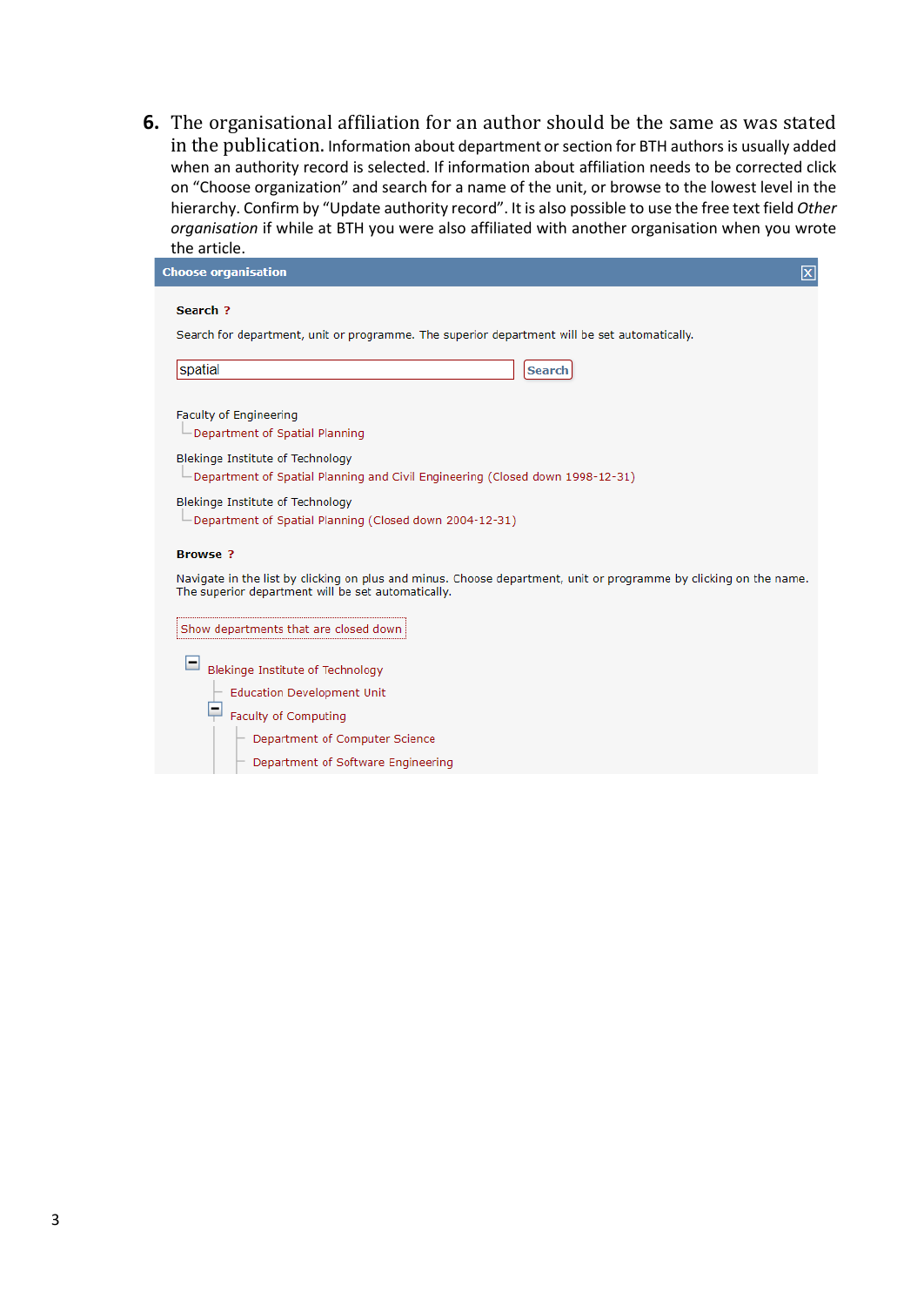**6.** The organisational affiliation for an author should be the same as was stated in the publication. Information about department or section for BTH authors is usually added when an authority record is selected. If information about affiliation needs to be corrected click on “Choose organization” and search for a name of the unit, or browse to the lowest level in the hierarchy. Confirm by “Update authority record”. It is also possible to use the free text field *Other organisation* if while at BTH you were also affiliated with another organisation when you wrote the article.

**Choose organisation**

**Search ?**

Search for department, unit or programme. The superior department will be set automatically.

spatial [Search]

Faculty of Engineering
└ Department of Spatial Planning

Blekinge Institute of Technology
└ Department of Spatial Planning and Civil Engineering (Closed down 1998-12-31)

Blekinge Institute of Technology
└ Department of Spatial Planning (Closed down 2004-12-31)

**Browse ?**

Navigate in the list by clicking on plus and minus. Choose department, unit or programme by clicking on the name. The superior department will be set automatically.

Show departments that are closed down

- Blekinge Institute of Technology
  - Education Development Unit
  - Faculty of Computing
    - Department of Computer Science
    - Department of Software Engineering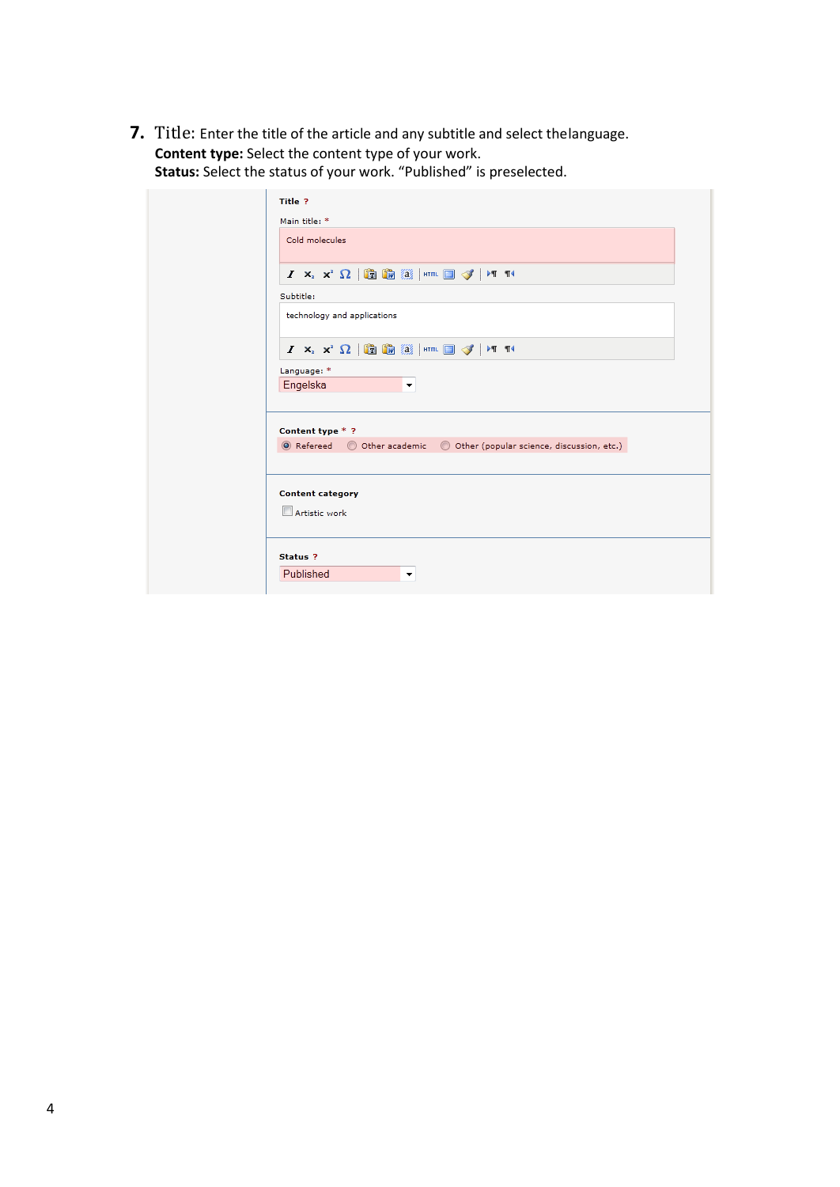7. Title: Enter the title of the article and any subtitle and select thelanguage.
**Content type:** Select the content type of your work.
**Status:** Select the status of your work. “Published” is preselected.

**Title ?**

Main title: *

Cold molecules

Subtitle:

technology and applications

Language: *

Engelska

**Content type * ?**

Refereed    Other academic    Other (popular science, discussion, etc.)

**Content category**

Artistic work

**Status ?**

Published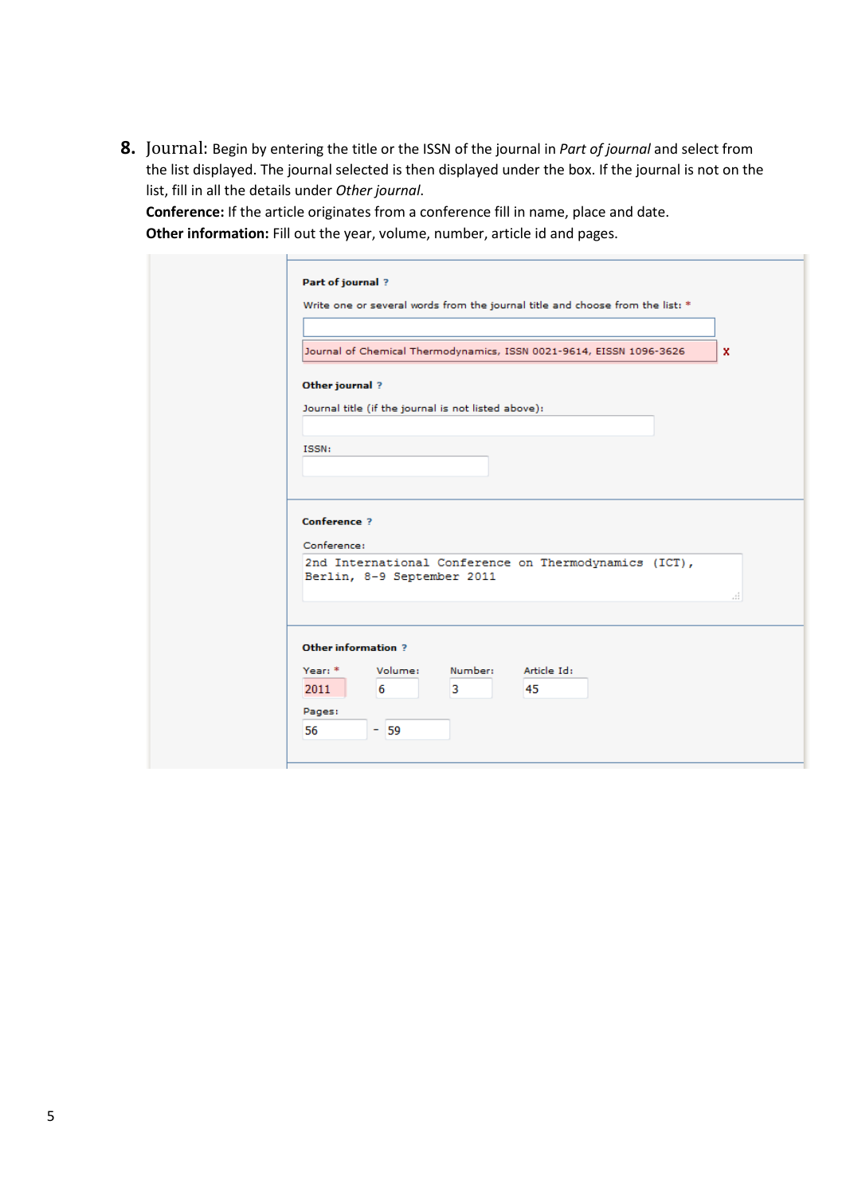8. **Journal:** Begin by entering the title or the ISSN of the journal in *Part of journal* and select from the list displayed. The journal selected is then displayed under the box. If the journal is not on the list, fill in all the details under *Other journal*.

**Conference:** If the article originates from a conference fill in name, place and date.

**Other information:** Fill out the year, volume, number, article id and pages.

**Part of journal** ?

Write one or several words from the journal title and choose from the list: *

Journal of Chemical Thermodynamics, ISSN 0021-9614, EISSN 1096-3626 x

**Other journal** ?

Journal title (if the journal is not listed above):

ISSN:

**Conference** ?

Conference:

2nd International Conference on Thermodynamics (ICT), Berlin, 8-9 September 2011

**Other information** ?

| Year: * | Volume: | Number: | Article Id: |
|---|---|---|---|
| 2011 | 6 | 3 | 45 |

Pages:

56 - 59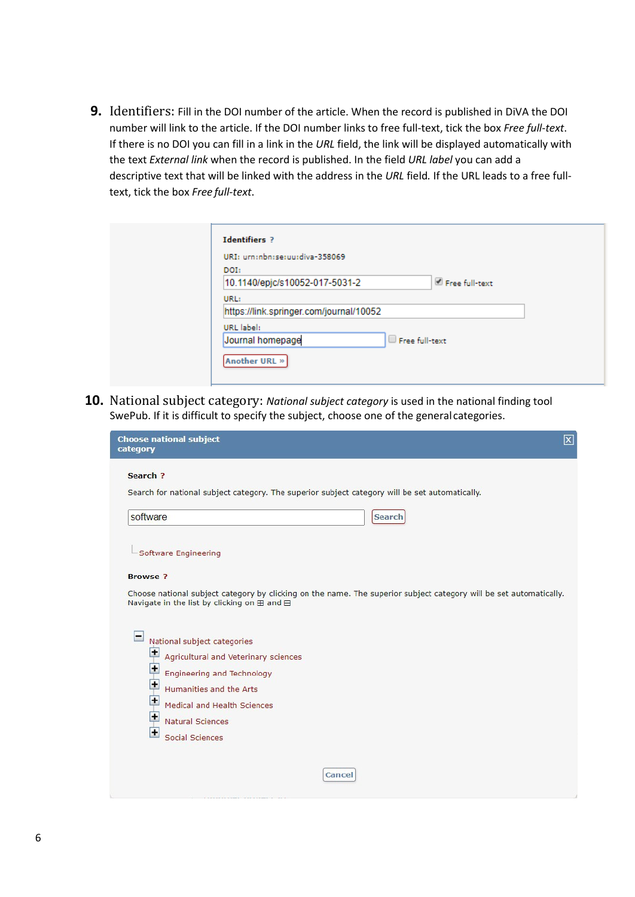**9.** Identifiers: Fill in the DOI number of the article. When the record is published in DiVA the DOI number will link to the article. If the DOI number links to free full-text, tick the box *Free full-text*. If there is no DOI you can fill in a link in the *URL* field, the link will be displayed automatically with the text *External link* when the record is published. In the field *URL label* you can add a descriptive text that will be linked with the address in the *URL* field. If the URL leads to a free full-text, tick the box *Free full-text*.

**Identifiers ?**

URI: urn:nbn:se:uu:diva-358069

DOI:
10.1140/epjc/s10052-017-5031-2 ☑ Free full-text

URL:
https://link.springer.com/journal/10052

URL label:
Journal homepage ☐ Free full-text

Another URL »

**10.** National subject category: *National subject category* is used in the national finding tool SwePub. If it is difficult to specify the subject, choose one of the general categories.

**Choose national subject category**

**Search ?**

Search for national subject category. The superior subject category will be set automatically.

software [Search]

Software Engineering

**Browse ?**

Choose national subject category by clicking on the name. The superior subject category will be set automatically. Navigate in the list by clicking on ⊞ and ⊟

- National subject categories
  - Agricultural and Veterinary sciences
  - Engineering and Technology
  - Humanities and the Arts
  - Medical and Health Sciences
  - Natural Sciences
  - Social Sciences

Cancel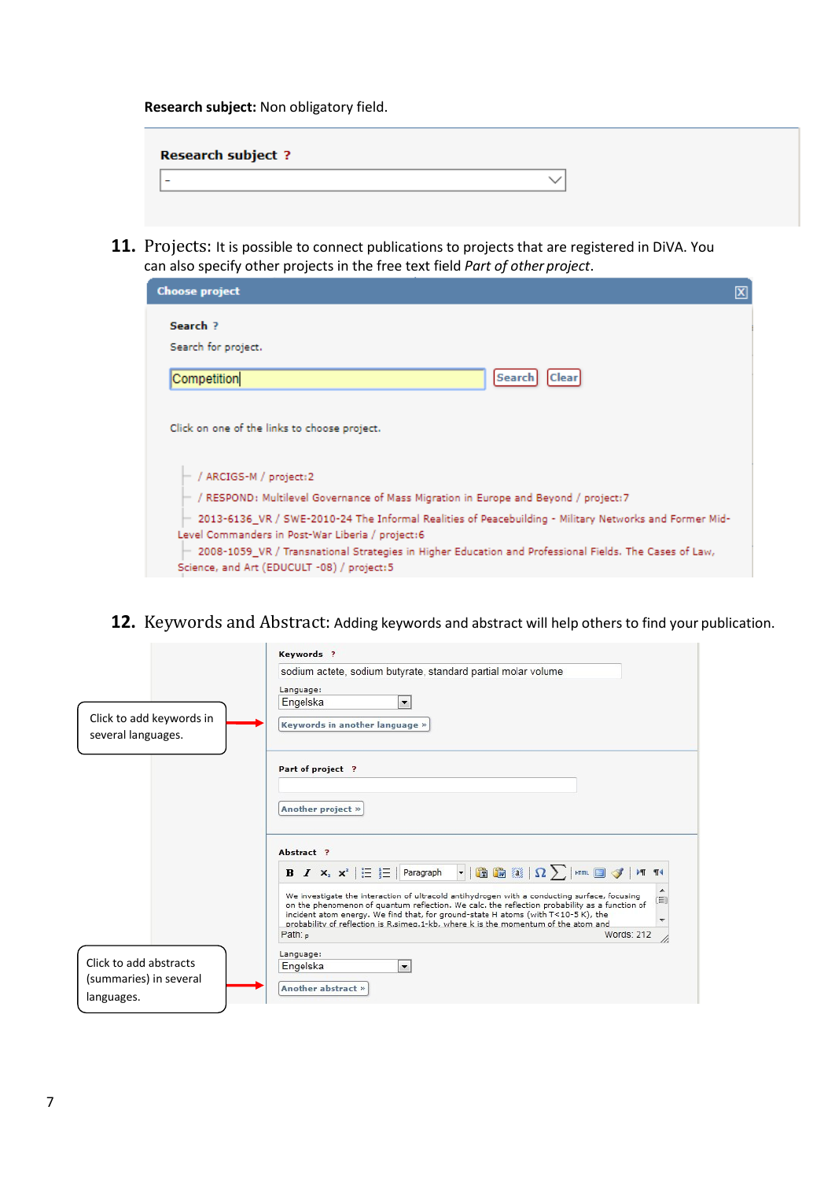**Research subject:** Non obligatory field.

Research subject ?

11. Projects: It is possible to connect publications to projects that are registered in DiVA. You can also specify other projects in the free text field *Part of other project*.

Choose project

Search ?

Search for project.

Competition

Search Clear

Click on one of the links to choose project.

- / ARCIGS-M / project:2
- / RESPOND: Multilevel Governance of Mass Migration in Europe and Beyond / project:7
- 2013-6136_VR / SWE-2010-24 The Informal Realities of Peacebuilding - Military Networks and Former Mid-Level Commanders in Post-War Liberia / project:6
- 2008-1059_VR / Transnational Strategies in Higher Education and Professional Fields. The Cases of Law, Science, and Art (EDUCULT -08) / project:5

12. Keywords and Abstract: Adding keywords and abstract will help others to find your publication.

Keywords ?

sodium actete, sodium butyrate, standard partial molar volume

Language: Engelska

Keywords in another language »

Click to add keywords in several languages.

Part of project ?

Another project »

Abstract ?

We investigate the interaction of ultracold antihydrogen with a conducting surface, focusing on the phenomenon of quantum reflection. We calc. the reflection probability as a function of incident atom energy. We find that, for ground-state H atoms (with T<10-5 K), the probability of reflection is R.simeq.1-kb, where k is the momentum of the atom and

Path: p Words: 212

Language: Engelska

Another abstract »

Click to add abstracts (summaries) in several languages.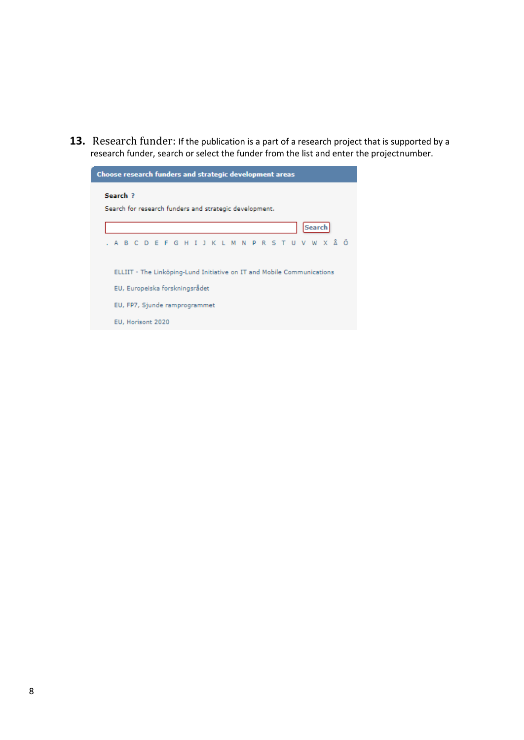**13.** Research funder: If the publication is a part of a research project that is supported by a research funder, search or select the funder from the list and enter the projectnumber.

**Choose research funders and strategic development areas**

**Search ?**

Search for research funders and strategic development.

[ ] Search

. A B C D E F G H I J K L M N P R S T U V W X Å Ö

ELLIIT - The Linköping-Lund Initiative on IT and Mobile Communications

EU, Europeiska forskningsrådet

EU, FP7, Sjunde ramprogrammet

EU, Horisont 2020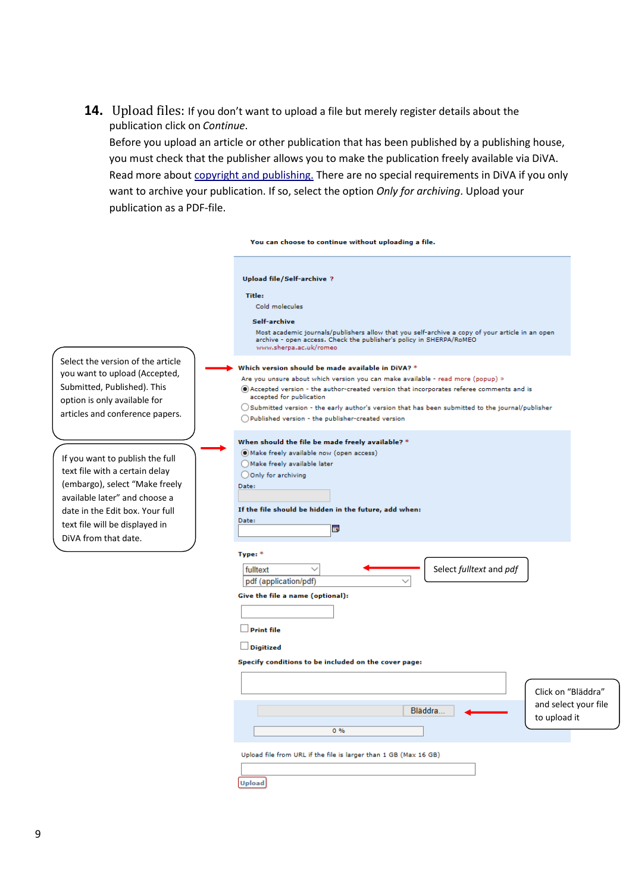**14.** Upload files: If you don't want to upload a file but merely register details about the publication click on *Continue*.

Before you upload an article or other publication that has been published by a publishing house, you must check that the publisher allows you to make the publication freely available via DiVA. Read more about [copyright and publishing.](copyright and publishing.) There are no special requirements in DiVA if you only want to archive your publication. If so, select the option *Only for archiving*. Upload your publication as a PDF-file.

You can choose to continue without uploading a file.

**Upload file/Self-archive ?**

**Title:**

Cold molecules

**Self-archive**

Most academic journals/publishers allow that you self-archive a copy of your article in an open archive - open access. Check the publisher's policy in SHERPA/RoMEO
www.sherpa.ac.uk/romeo

Select the version of the article you want to upload (Accepted, Submitted, Published). This option is only available for articles and conference papers.

**Which version should be made available in DiVA? ***

Are you unsure about which version you can make available - read more (popup) »

- (●) Accepted version - the author-created version that incorporates referee comments and is accepted for publication
- ( ) Submitted version - the early author's version that has been submitted to the journal/publisher
- ( ) Published version - the publisher-created version

If you want to publish the full text file with a certain delay (embargo), select "Make freely available later" and choose a date in the Edit box. Your full text file will be displayed in DiVA from that date.

**When should the file be made freely available? ***

- (●) Make freely available now (open access)
- ( ) Make freely available later
- ( ) Only for archiving

Date:

**If the file should be hidden in the future, add when:**

Date:

**Type: ***

fulltext

pdf (application/pdf)

Select *fulltext* and *pdf*

**Give the file a name (optional):**

☐ **Print file**

☐ **Digitized**

**Specify conditions to be included on the cover page:**

Bläddra...

0 %

Click on "Bläddra" and select your file to upload it

Upload file from URL if the file is larger than 1 GB (Max 16 GB)

Upload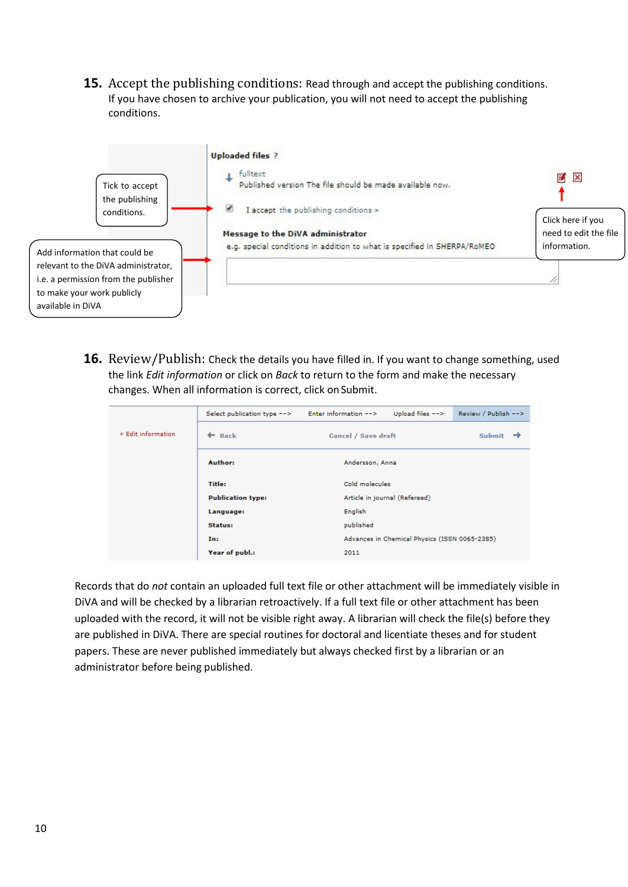**15.** Accept the publishing conditions: Read through and accept the publishing conditions. If you have chosen to archive your publication, you will not need to accept the publishing conditions.

Tick to accept the publishing conditions.

Add information that could be relevant to the DiVA administrator, i.e. a permission from the publisher to make your work publicly available in DiVA

**Uploaded files ?**

fulltext
Published version The file should be made available now.

I accept the publishing conditions »

**Message to the DiVA administrator**
e.g. special conditions in addition to what is specified in SHERPA/RoMEO

Click here if you need to edit the file information.

**16.** Review/Publish: Check the details you have filled in. If you want to change something, used the link *Edit information* or click on *Back* to return to the form and make the necessary changes. When all information is correct, click on Submit.

Select publication type --> Enter information --> Upload files --> Review / Publish -->

« Edit information

Back | Cancel / Save draft | Submit

| | |
|---|---|
| **Author:** | Andersson, Anna |
| **Title:** | Cold molecules |
| **Publication type:** | Article in journal (Refereed) |
| **Language:** | English |
| **Status:** | published |
| **In:** | Advances in Chemical Physics (ISSN 0065-2385) |
| **Year of publ.:** | 2011 |

Records that do *not* contain an uploaded full text file or other attachment will be immediately visible in DiVA and will be checked by a librarian retroactively. If a full text file or other attachment has been uploaded with the record, it will not be visible right away. A librarian will check the file(s) before they are published in DiVA. There are special routines for doctoral and licentiate theses and for student papers. These are never published immediately but always checked first by a librarian or an administrator before being published.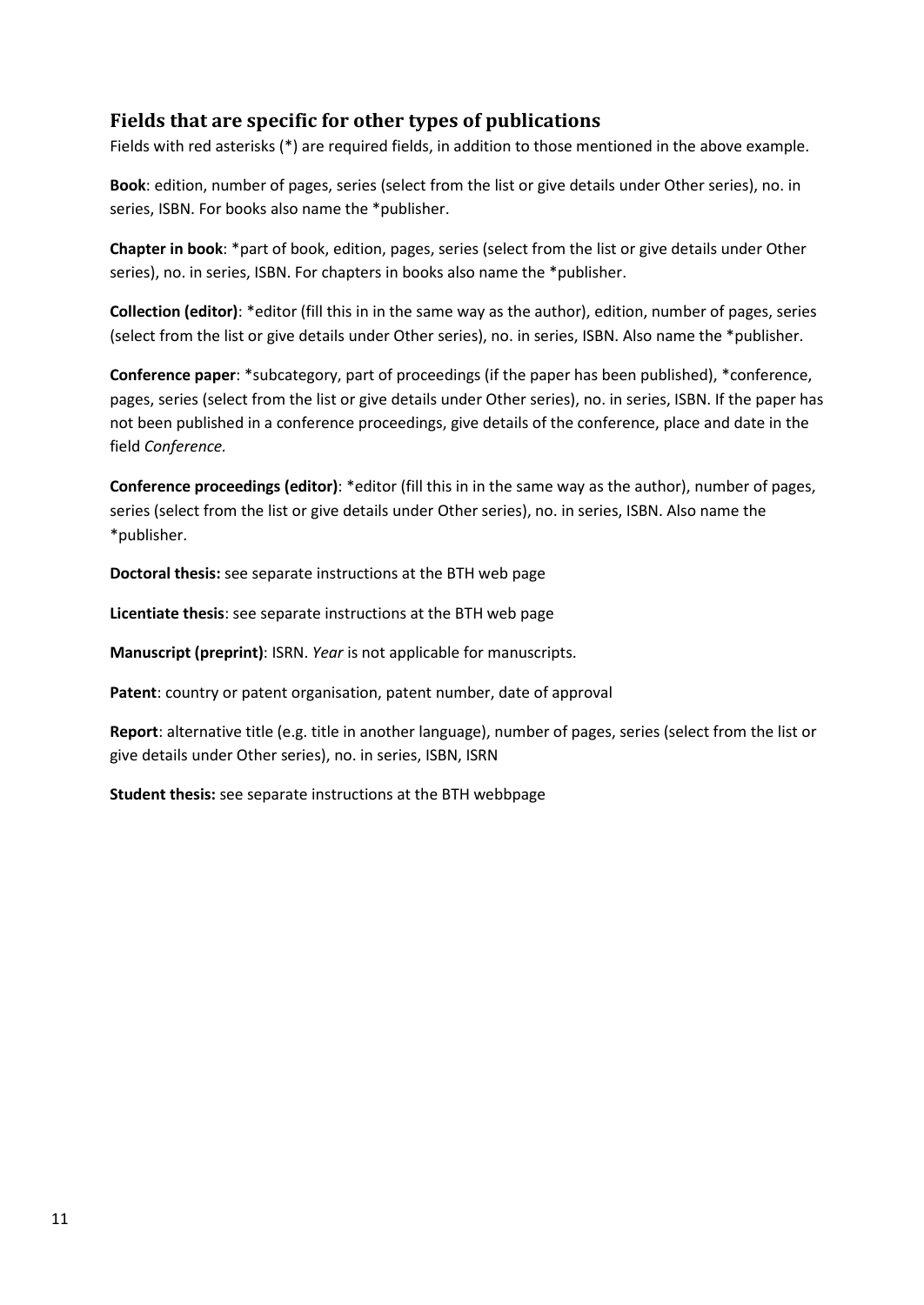## Fields that are specific for other types of publications

Fields with red asterisks (*) are required fields, in addition to those mentioned in the above example.

**Book**: edition, number of pages, series (select from the list or give details under Other series), no. in series, ISBN. For books also name the *publisher.

**Chapter in book**: *part of book, edition, pages, series (select from the list or give details under Other series), no. in series, ISBN. For chapters in books also name the *publisher.

**Collection (editor)**: *editor (fill this in in the same way as the author), edition, number of pages, series (select from the list or give details under Other series), no. in series, ISBN. Also name the *publisher.

**Conference paper**: *subcategory, part of proceedings (if the paper has been published), *conference, pages, series (select from the list or give details under Other series), no. in series, ISBN. If the paper has not been published in a conference proceedings, give details of the conference, place and date in the field *Conference.*

**Conference proceedings (editor)**: *editor (fill this in in the same way as the author), number of pages, series (select from the list or give details under Other series), no. in series, ISBN. Also name the *publisher.

**Doctoral thesis:** see separate instructions at the BTH web page

**Licentiate thesis**: see separate instructions at the BTH web page

**Manuscript (preprint)**: ISRN. *Year* is not applicable for manuscripts.

**Patent**: country or patent organisation, patent number, date of approval

**Report**: alternative title (e.g. title in another language), number of pages, series (select from the list or give details under Other series), no. in series, ISBN, ISRN

**Student thesis:** see separate instructions at the BTH webbpage